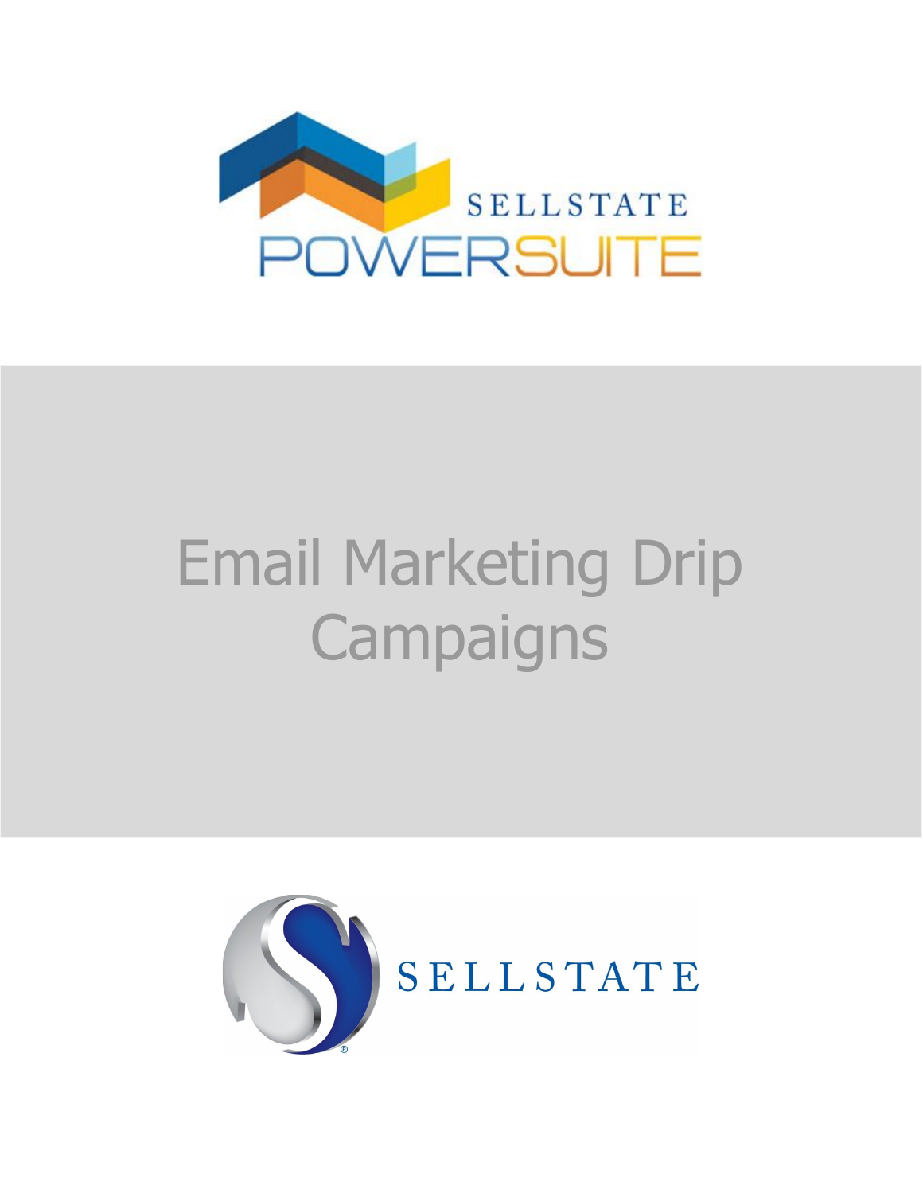SELLSTATE POWERSUITE

# Email Marketing Drip Campaigns

SELLSTATE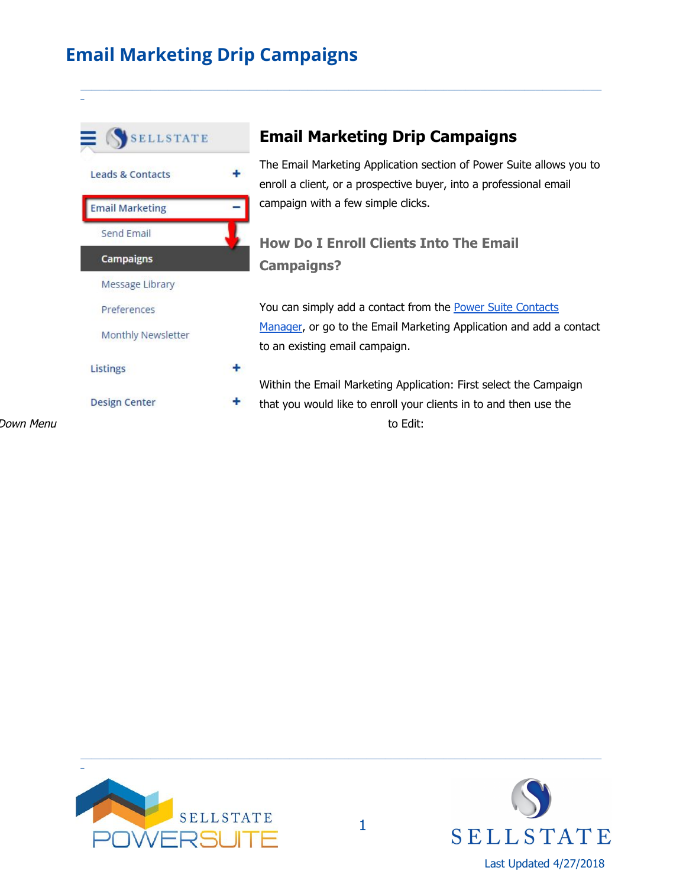# Email Marketing Drip Campaigns

Leads & Contacts +

Email Marketing –

Send Email

Campaigns

Message Library

Preferences

Monthly Newsletter

Listings +

Design Center +

## Email Marketing Drip Campaigns

The Email Marketing Application section of Power Suite allows you to enroll a client, or a prospective buyer, into a professional email campaign with a few simple clicks.

### How Do I Enroll Clients Into The Email Campaigns?

You can simply add a contact from the [Power Suite Contacts Manager](), or go to the Email Marketing Application and add a contact to an existing email campaign.

Within the Email Marketing Application: First select the Campaign that you would like to enroll your clients in to and then use the *Down Menu* to Edit: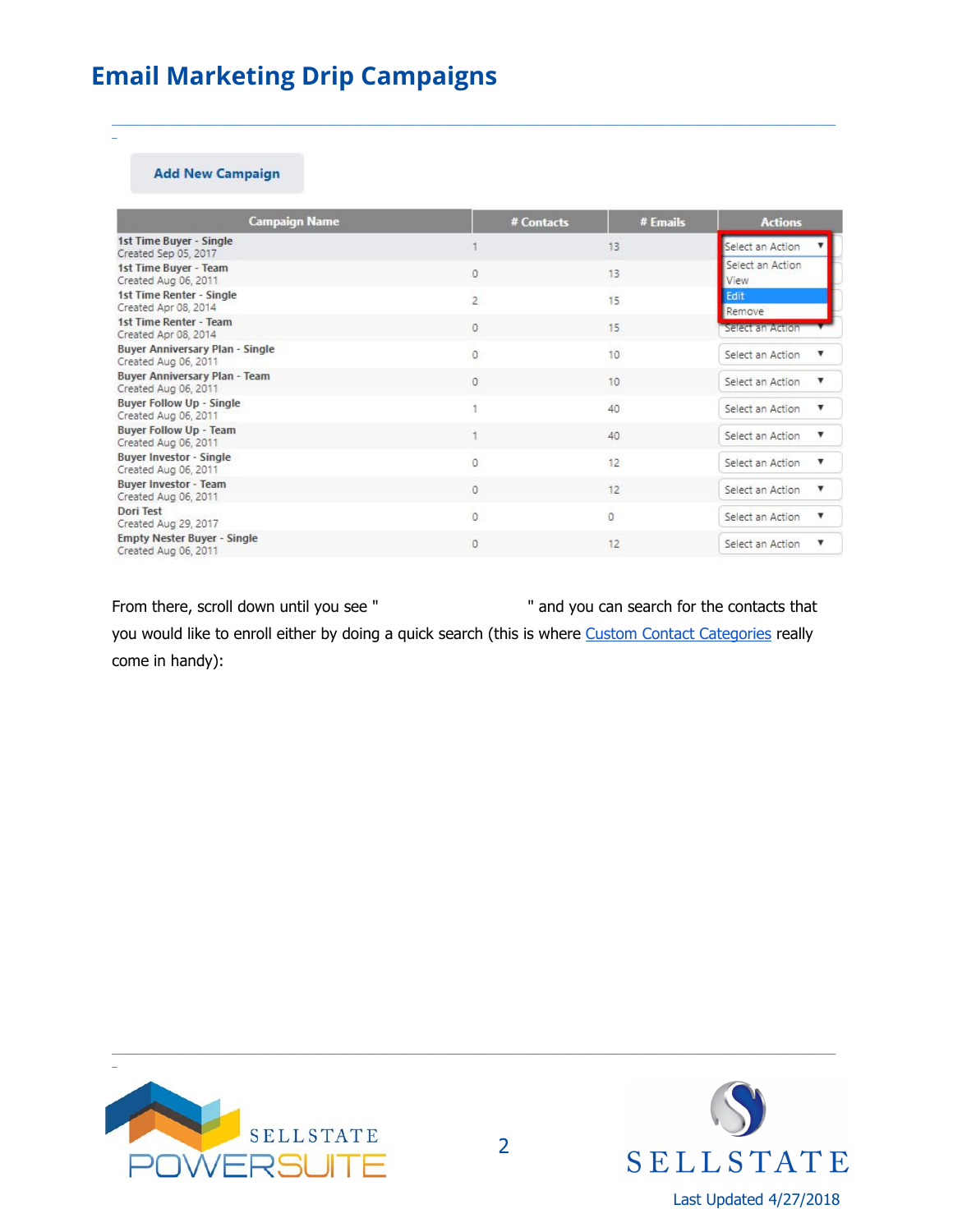# Email Marketing Drip Campaigns

Add New Campaign

| Campaign Name | # Contacts | # Emails | Actions |
|---|---|---|---|
| 1st Time Buyer - Single<br>Created Sep 05, 2017 | 1 | 13 | Select an Action |
| 1st Time Buyer - Team<br>Created Aug 06, 2011 | 0 | 13 | Select an Action<br>View<br>Edit<br>Remove |
| 1st Time Renter - Single<br>Created Apr 08, 2014 | 2 | 15 | |
| 1st Time Renter - Team<br>Created Apr 08, 2014 | 0 | 15 | Select an Action |
| Buyer Anniversary Plan - Single<br>Created Aug 06, 2011 | 0 | 10 | Select an Action |
| Buyer Anniversary Plan - Team<br>Created Aug 06, 2011 | 0 | 10 | Select an Action |
| Buyer Follow Up - Single<br>Created Aug 06, 2011 | 1 | 40 | Select an Action |
| Buyer Follow Up - Team<br>Created Aug 06, 2011 | 1 | 40 | Select an Action |
| Buyer Investor - Single<br>Created Aug 06, 2011 | 0 | 12 | Select an Action |
| Buyer Investor - Team<br>Created Aug 06, 2011 | 0 | 12 | Select an Action |
| Dori Test<br>Created Aug 29, 2017 | 0 | 0 | Select an Action |
| Empty Nester Buyer - Single<br>Created Aug 06, 2011 | 0 | 12 | Select an Action |

From there, scroll down until you see " " and you can search for the contacts that you would like to enroll either by doing a quick search (this is where Custom Contact Categories really come in handy):

Last Updated 4/27/2018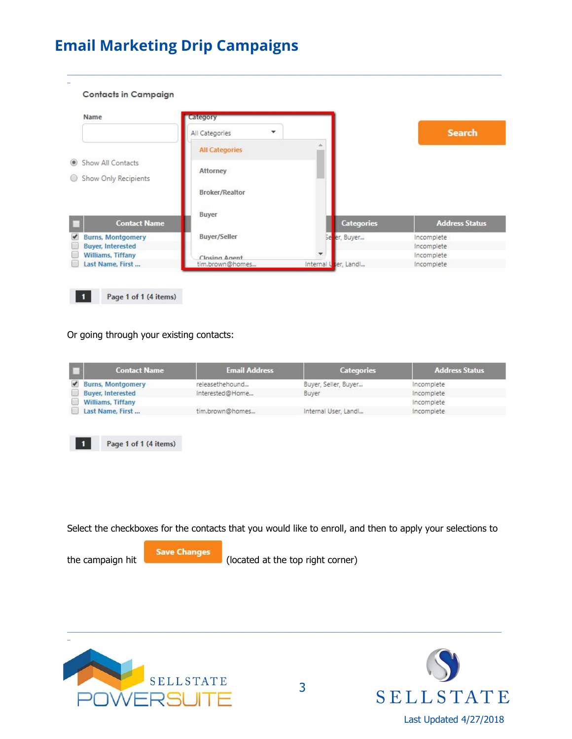# Email Marketing Drip Campaigns

Contacts in Campaign

Name

Category

All Categories

All Categories
Attorney
Broker/Realtor
Buyer
Buyer/Seller
Closing Agent

Search

Show All Contacts

Show Only Recipients

| | Contact Name | Email Address | Categories | Address Status |
|---|---|---|---|---|
| ☑ | Burns, Montgomery | | Seller, Buyer... | Incomplete |
| ☐ | Buyer, Interested | | | Incomplete |
| ☐ | Williams, Tiffany | | | Incomplete |
| ☐ | Last Name, First ... | tim.brown@homes... | Internal User, Landl... | Incomplete |

1 Page 1 of 1 (4 items)

Or going through your existing contacts:

| | Contact Name | Email Address | Categories | Address Status |
|---|---|---|---|---|
| ☑ | Burns, Montgomery | releasethehound... | Buyer, Seller, Buyer... | Incomplete |
| ☐ | Buyer, Interested | Interested@Home... | Buyer | Incomplete |
| ☐ | Williams, Tiffany | | | Incomplete |
| ☐ | Last Name, First ... | tim.brown@homes... | Internal User, Landl... | Incomplete |

1 Page 1 of 1 (4 items)

Select the checkboxes for the contacts that you would like to enroll, and then to apply your selections to the campaign hit **Save Changes** (located at the top right corner)

Last Updated 4/27/2018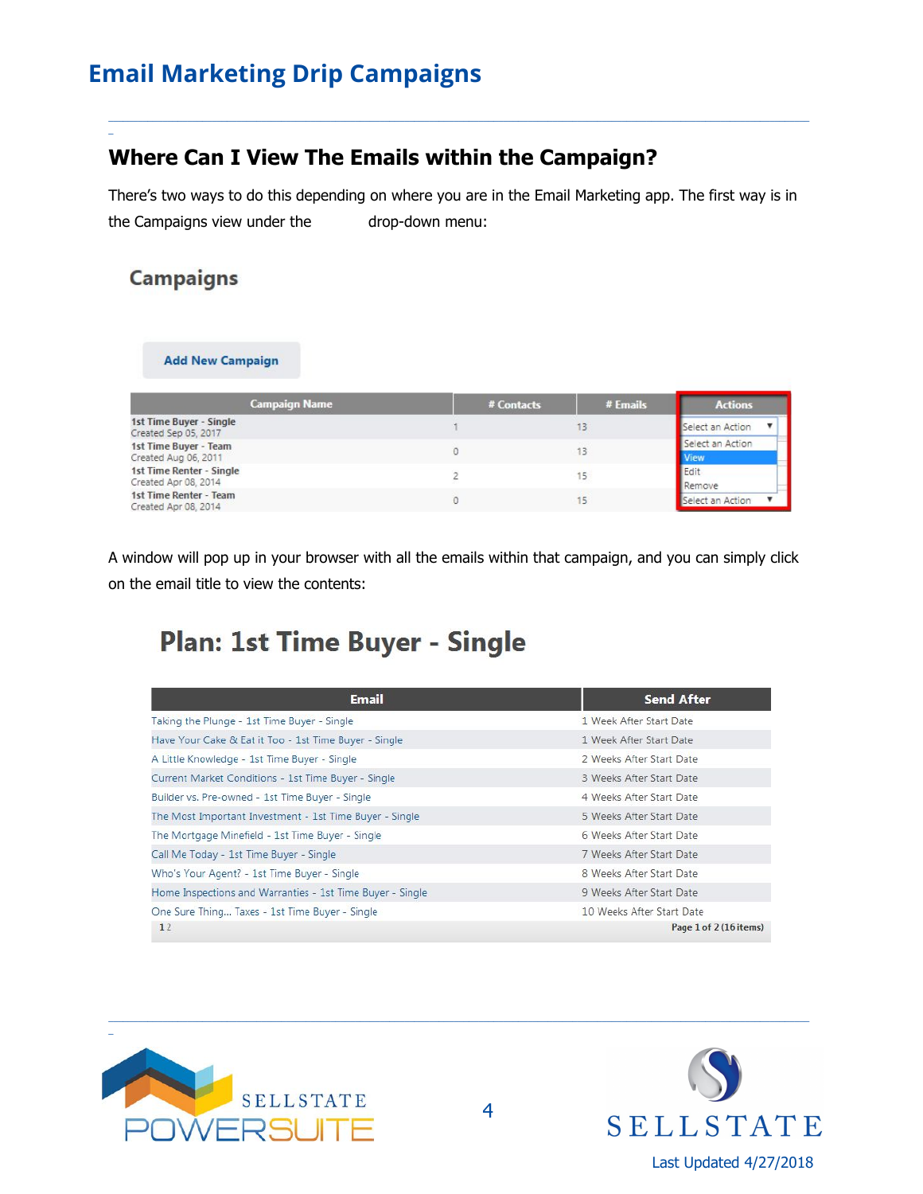# Email Marketing Drip Campaigns

## Where Can I View The Emails within the Campaign?

There's two ways to do this depending on where you are in the Email Marketing app. The first way is in the Campaigns view under the drop-down menu:

### Campaigns

Add New Campaign

| Campaign Name | # Contacts | # Emails | Actions |
|---|---|---|---|
| 1st Time Buyer - Single<br>Created Sep 05, 2017 | 1 | 13 | Select an Action |
| 1st Time Buyer - Team<br>Created Aug 06, 2011 | 0 | 13 | Select an Action / View / Edit / Remove |
| 1st Time Renter - Single<br>Created Apr 08, 2014 | 2 | 15 | |
| 1st Time Renter - Team<br>Created Apr 08, 2014 | 0 | 15 | Select an Action |

A window will pop up in your browser with all the emails within that campaign, and you can simply click on the email title to view the contents:

### Plan: 1st Time Buyer - Single

| Email | Send After |
|---|---|
| Taking the Plunge - 1st Time Buyer - Single | 1 Week After Start Date |
| Have Your Cake & Eat it Too - 1st Time Buyer - Single | 1 Week After Start Date |
| A Little Knowledge - 1st Time Buyer - Single | 2 Weeks After Start Date |
| Current Market Conditions - 1st Time Buyer - Single | 3 Weeks After Start Date |
| Builder vs. Pre-owned - 1st Time Buyer - Single | 4 Weeks After Start Date |
| The Most Important Investment - 1st Time Buyer - Single | 5 Weeks After Start Date |
| The Mortgage Minefield - 1st Time Buyer - Single | 6 Weeks After Start Date |
| Call Me Today - 1st Time Buyer - Single | 7 Weeks After Start Date |
| Who's Your Agent? - 1st Time Buyer - Single | 8 Weeks After Start Date |
| Home Inspections and Warranties - 1st Time Buyer - Single | 9 Weeks After Start Date |
| One Sure Thing... Taxes - 1st Time Buyer - Single | 10 Weeks After Start Date |
| 1 2 | Page 1 of 2 (16 items) |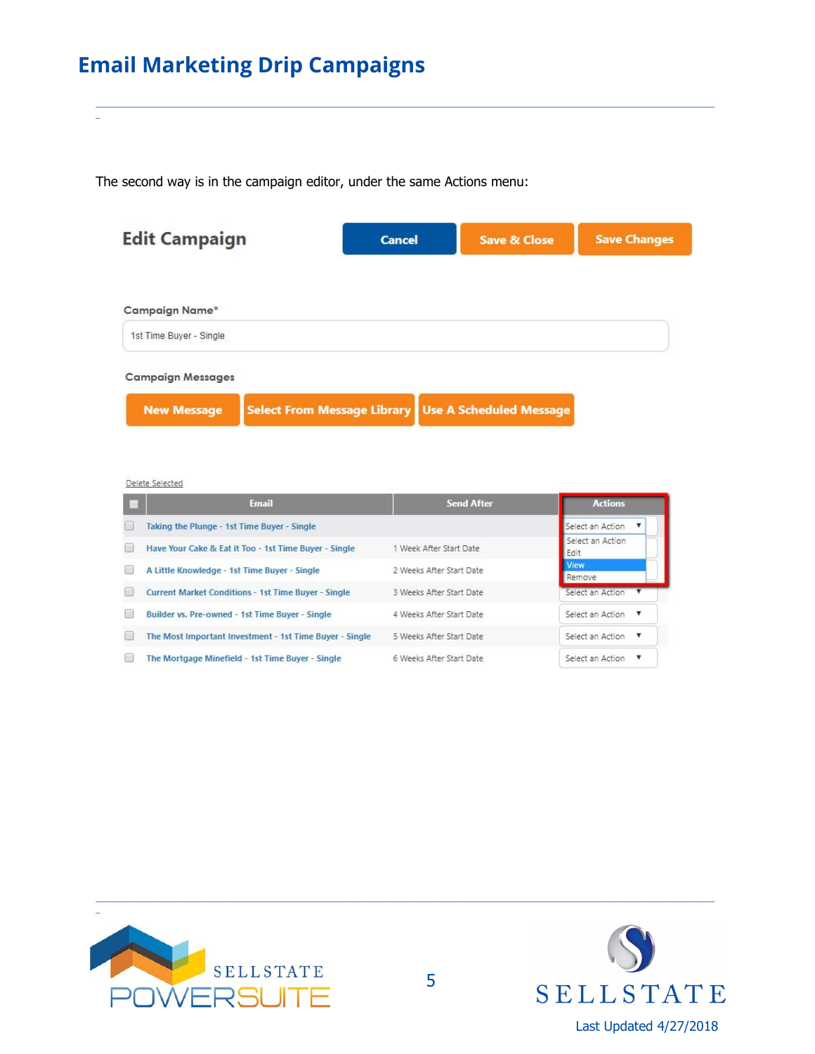The second way is in the campaign editor, under the same Actions menu:

**Edit Campaign**

Cancel | Save & Close | Save Changes

Campaign Name*

1st Time Buyer - Single

Campaign Messages

New Message | Select From Message Library | Use A Scheduled Message

Delete Selected

| | Email | Send After | Actions |
|---|---|---|---|
| | Taking the Plunge - 1st Time Buyer - Single | | Select an Action |
| | Have Your Cake & Eat it Too - 1st Time Buyer - Single | 1 Week After Start Date | Select an Action |
| | A Little Knowledge - 1st Time Buyer - Single | 2 Weeks After Start Date | |
| | Current Market Conditions - 1st Time Buyer - Single | 3 Weeks After Start Date | Select an Action |
| | Builder vs. Pre-owned - 1st Time Buyer - Single | 4 Weeks After Start Date | Select an Action |
| | The Most Important Investment - 1st Time Buyer - Single | 5 Weeks After Start Date | Select an Action |
| | The Mortgage Minefield - 1st Time Buyer - Single | 6 Weeks After Start Date | Select an Action |

Select an Action
Edit
View
Remove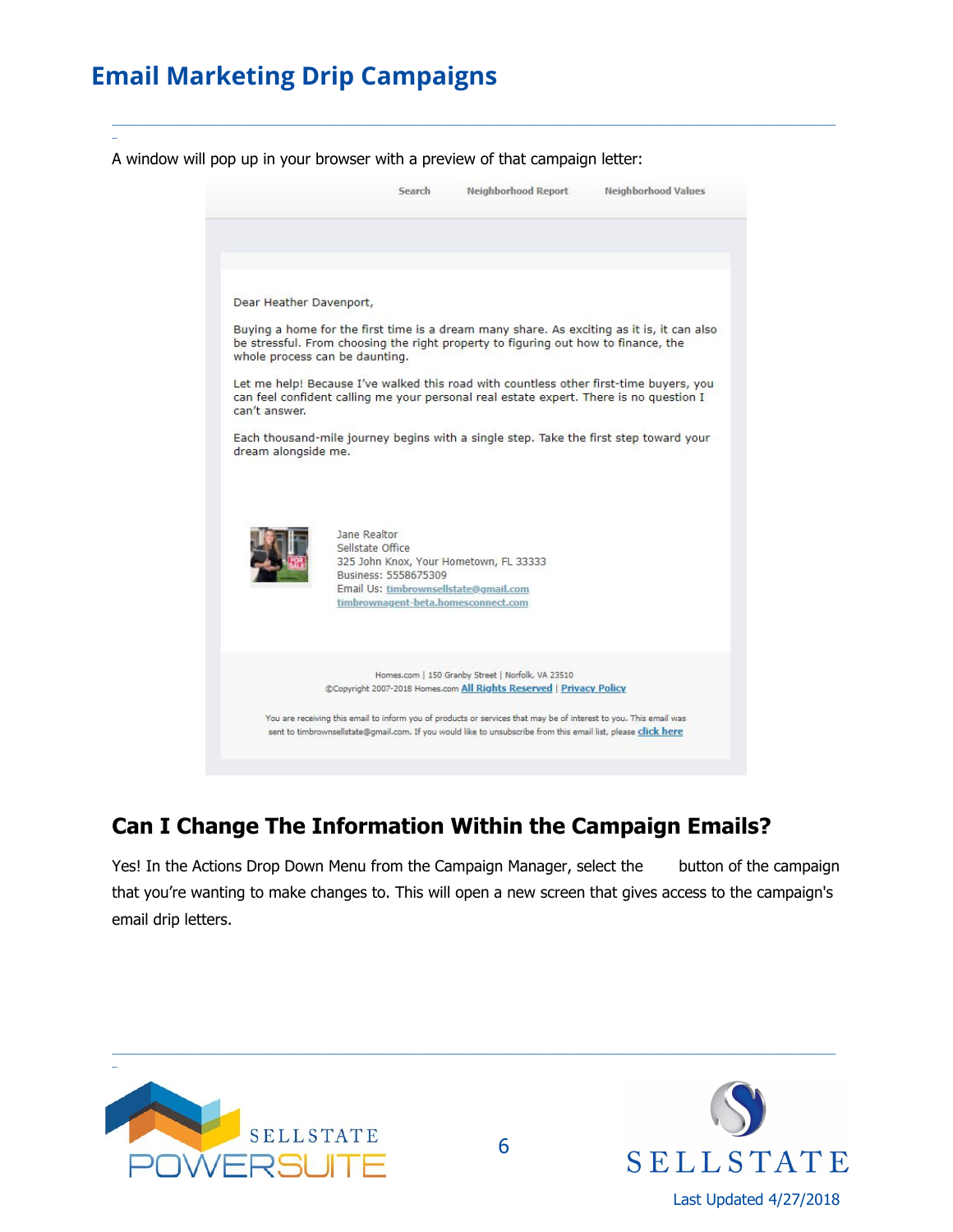A window will pop up in your browser with a preview of that campaign letter:

Search Neighborhood Report Neighborhood Values

Dear Heather Davenport,

Buying a home for the first time is a dream many share. As exciting as it is, it can also be stressful. From choosing the right property to figuring out how to finance, the whole process can be daunting.

Let me help! Because I've walked this road with countless other first-time buyers, you can feel confident calling me your personal real estate expert. There is no question I can't answer.

Each thousand-mile journey begins with a single step. Take the first step toward your dream alongside me.

Jane Realtor
Sellstate Office
325 John Knox, Your Hometown, FL 33333
Business: 5558675309
Email Us: timbrownsellstate@gmail.com
timbrownagent-beta.homesconnect.com

Homes.com | 150 Granby Street | Norfolk, VA 23510
©Copyright 2007-2018 Homes.com All Rights Reserved | Privacy Policy

You are receiving this email to inform you of products or services that may be of interest to you. This email was sent to timbrownsellstate@gmail.com. If you would like to unsubscribe from this email list, please click here

## Can I Change The Information Within the Campaign Emails?

Yes! In the Actions Drop Down Menu from the Campaign Manager, select the button of the campaign that you're wanting to make changes to. This will open a new screen that gives access to the campaign's email drip letters.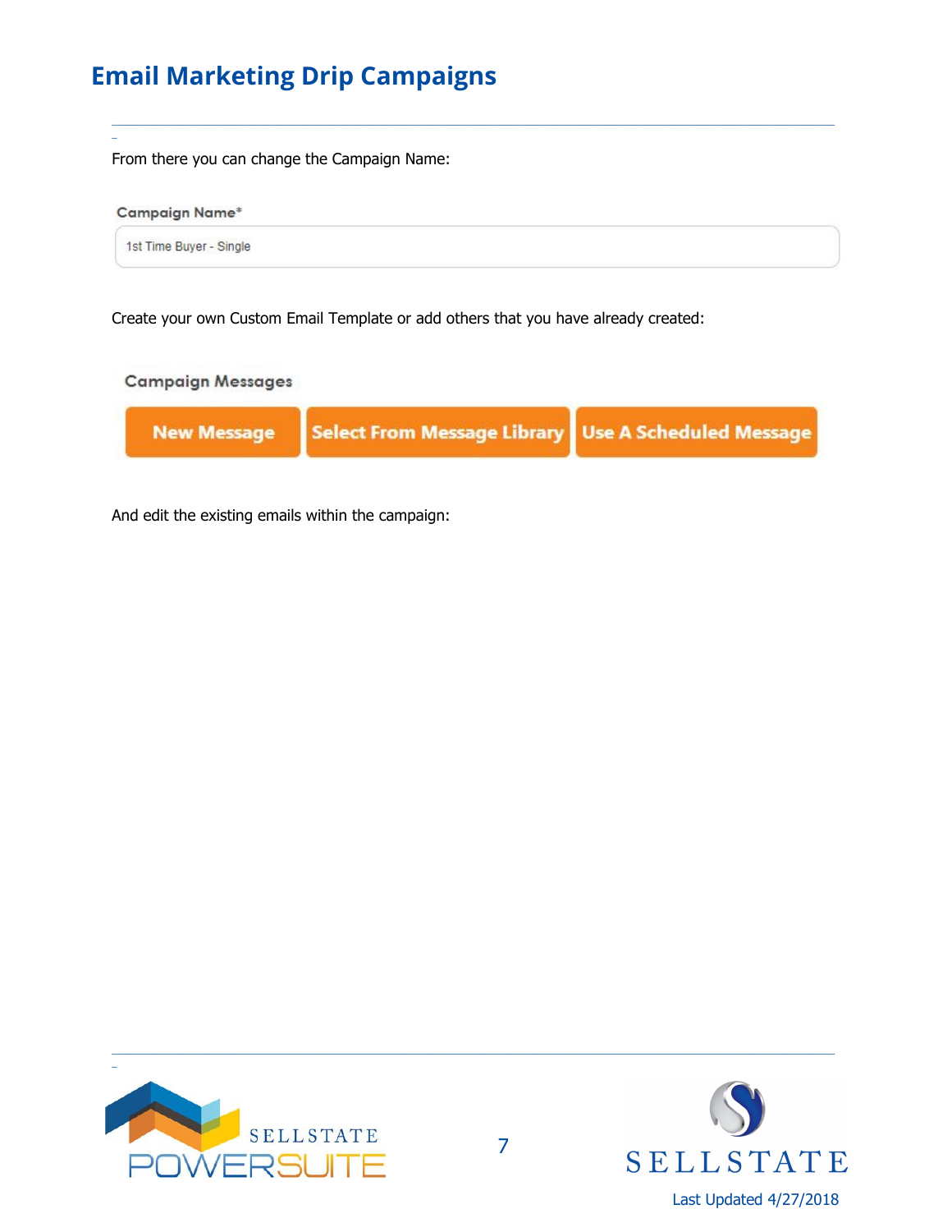# Email Marketing Drip Campaigns

From there you can change the Campaign Name:

Campaign Name*

1st Time Buyer - Single

Create your own Custom Email Template or add others that you have already created:

Campaign Messages

New Message | Select From Message Library | Use A Scheduled Message

And edit the existing emails within the campaign: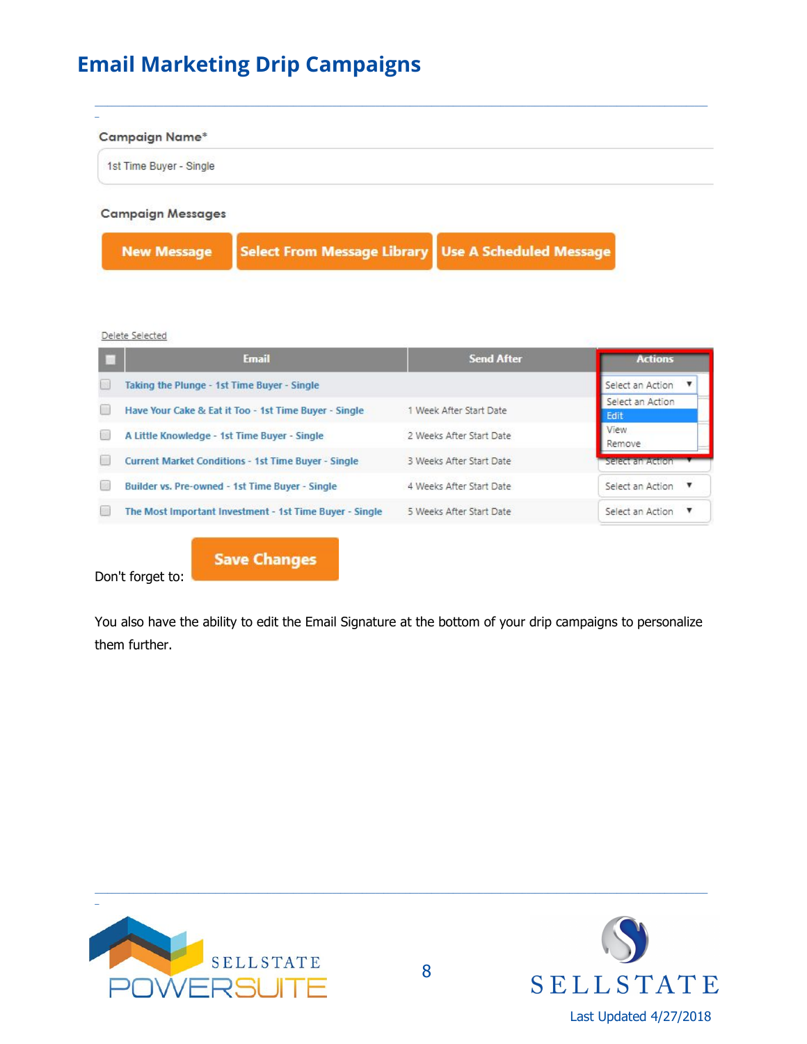# Email Marketing Drip Campaigns

Campaign Name*

1st Time Buyer - Single

Campaign Messages

New Message | Select From Message Library | Use A Scheduled Message

Delete Selected

| | Email | Send After | Actions |
|---|---|---|---|
| | Taking the Plunge - 1st Time Buyer - Single | | Select an Action |
| | Have Your Cake & Eat it Too - 1st Time Buyer - Single | 1 Week After Start Date | |
| | A Little Knowledge - 1st Time Buyer - Single | 2 Weeks After Start Date | |
| | Current Market Conditions - 1st Time Buyer - Single | 3 Weeks After Start Date | Select an Action |
| | Builder vs. Pre-owned - 1st Time Buyer - Single | 4 Weeks After Start Date | Select an Action |
| | The Most Important Investment - 1st Time Buyer - Single | 5 Weeks After Start Date | Select an Action |

Select an Action
Edit
View
Remove

Don't forget to: Save Changes

You also have the ability to edit the Email Signature at the bottom of your drip campaigns to personalize them further.

SELLSTATE POWERSUITE

SELLSTATE

Last Updated 4/27/2018